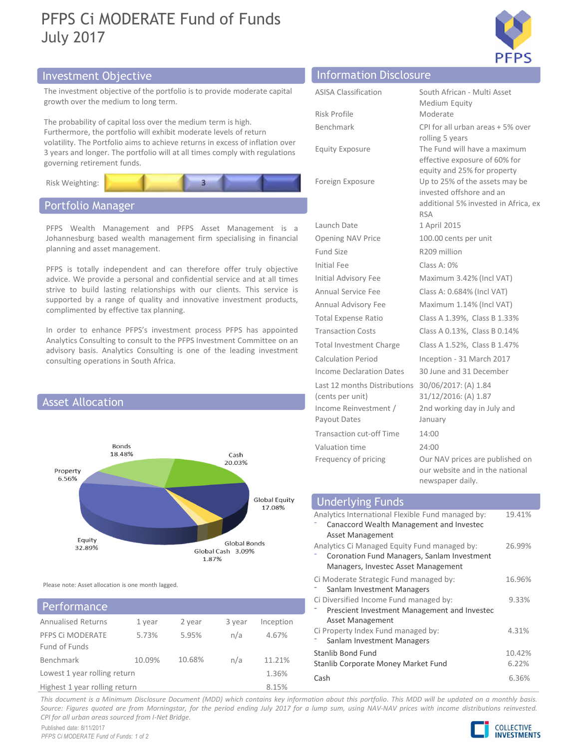# PFPS Ci MODERATE Fund of Funds
# July 2017

## Investment Objective

The investment objective of the portfolio is to provide moderate capital growth over the medium to long term.

The probability of capital loss over the medium term is high. Furthermore, the portfolio will exhibit moderate levels of return volatility. The Portfolio aims to achieve returns in excess of inflation over 3 years and longer. The portfolio will at all times comply with regulations governing retirement funds.

Risk Weighting: 3

## Portfolio Manager

PFPS Wealth Management and PFPS Asset Management is a Johannesburg based wealth management firm specialising in financial planning and asset management.

PFPS is totally independent and can therefore offer truly objective advice. We provide a personal and confidential service and at all times strive to build lasting relationships with our clients. This service is supported by a range of quality and innovative investment products, complimented by effective tax planning.

In order to enhance PFPS's investment process PFPS has appointed Analytics Consulting to consult to the PFPS Investment Committee on an advisory basis. Analytics Consulting is one of the leading investment consulting operations in South Africa.

## Asset Allocation

| Asset | Allocation |
|---|---|
| Bonds | 18.48% |
| Cash | 20.03% |
| Global Equity | 17.08% |
| Global Bonds | 3.09% |
| Global Cash | 1.87% |
| Equity | 32.89% |
| Property | 6.56% |

Please note: Asset allocation is one month lagged.

## Performance

| Annualised Returns | 1 year | 2 year | 3 year | Inception |
|---|---|---|---|---|
| PFPS Ci MODERATE Fund of Funds | 5.73% | 5.95% | n/a | 4.67% |
| Benchmark | 10.09% | 10.68% | n/a | 11.21% |
| Lowest 1 year rolling return | | | | 1.36% |
| Highest 1 year rolling return | | | | 8.15% |

## Information Disclosure

| | |
|---|---|
| ASISA Classification | South African - Multi Asset Medium Equity |
| Risk Profile | Moderate |
| Benchmark | CPI for all urban areas + 5% over rolling 5 years |
| Equity Exposure | The Fund will have a maximum effective exposure of 60% for equity and 25% for property |
| Foreign Exposure | Up to 25% of the assets may be invested offshore and an additional 5% invested in Africa, ex RSA |
| Launch Date | 1 April 2015 |
| Opening NAV Price | 100.00 cents per unit |
| Fund Size | R209 million |
| Initial Fee | Class A: 0% |
| Initial Advisory Fee | Maximum 3.42% (Incl VAT) |
| Annual Service Fee | Class A: 0.684% (Incl VAT) |
| Annual Advisory Fee | Maximum 1.14% (Incl VAT) |
| Total Expense Ratio | Class A 1.39%, Class B 1.33% |
| Transaction Costs | Class A 0.13%, Class B 0.14% |
| Total Investment Charge | Class A 1.52%, Class B 1.47% |
| Calculation Period | Inception - 31 March 2017 |
| Income Declaration Dates | 30 June and 31 December |
| Last 12 months Distributions (cents per unit) | 30/06/2017: (A) 1.84<br>31/12/2016: (A) 1.87 |
| Income Reinvestment / Payout Dates | 2nd working day in July and January |
| Transaction cut-off Time | 14:00 |
| Valuation time | 24:00 |
| Frequency of pricing | Our NAV prices are published on our website and in the national newspaper daily. |

## Underlying Funds

| Fund | Weight |
|---|---|
| Analytics International Flexible Fund managed by:<br>- Canaccord Wealth Management and Investec Asset Management | 19.41% |
| Analytics Ci Managed Equity Fund managed by:<br>- Coronation Fund Managers, Sanlam Investment Managers, Investec Asset Management | 26.99% |
| Ci Moderate Strategic Fund managed by:<br>- Sanlam Investment Managers | 16.96% |
| Ci Diversified Income Fund managed by:<br>- Prescient Investment Management and Investec Asset Management | 9.33% |
| Ci Property Index Fund managed by:<br>- Sanlam Investment Managers | 4.31% |
| Stanlib Bond Fund | 10.42% |
| Stanlib Corporate Money Market Fund | 6.22% |
| Cash | 6.36% |

*This document is a Minimum Disclosure Document (MDD) which contains key information about this portfolio. This MDD will be updated on a monthly basis. Source: Figures quoted are from Morningstar, for the period ending July 2017 for a lump sum, using NAV-NAV prices with income distributions reinvested. CPI for all urban areas sourced from I-Net Bridge.*

Published date: 8/11/2017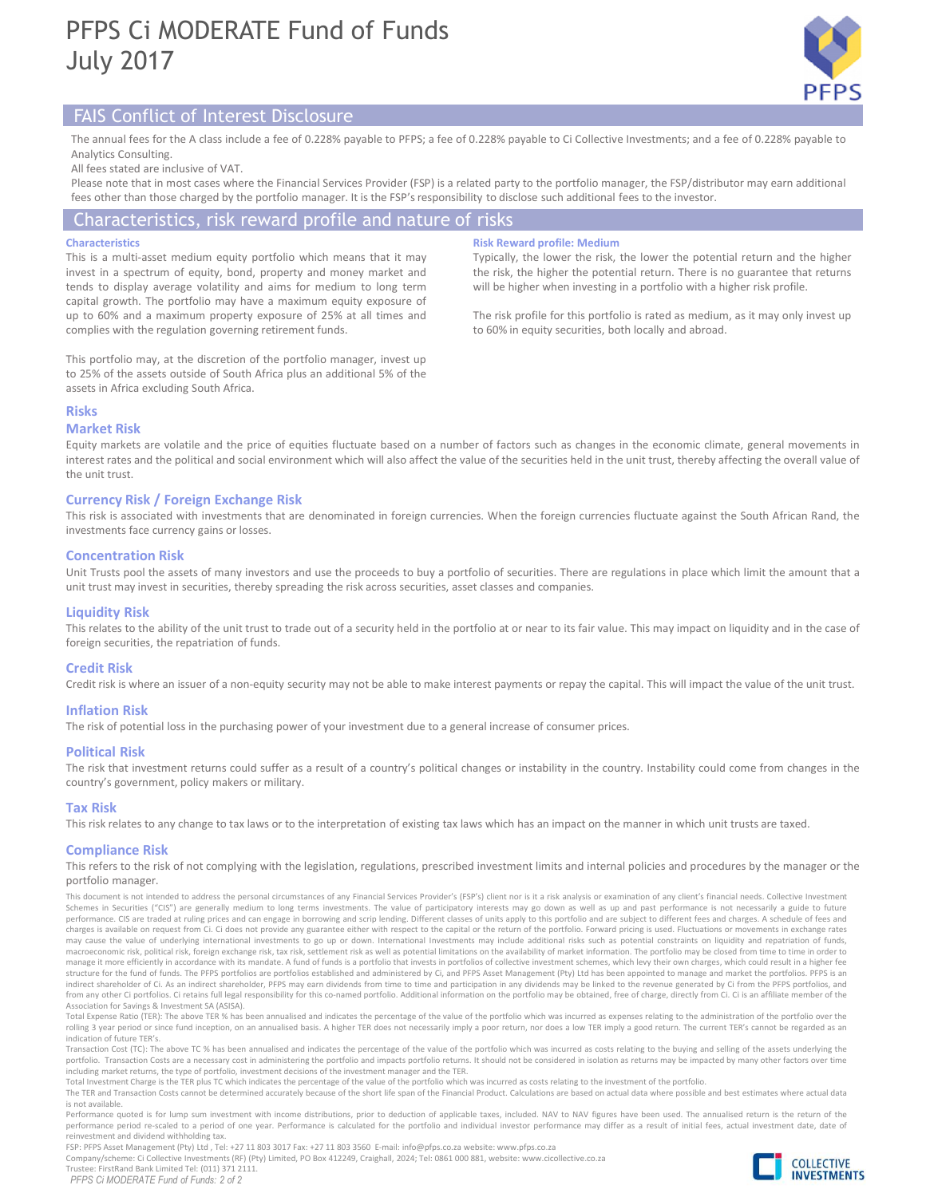# PFPS Ci MODERATE Fund of Funds
# July 2017

## FAIS Conflict of Interest Disclosure

The annual fees for the A class include a fee of 0.228% payable to PFPS; a fee of 0.228% payable to Ci Collective Investments; and a fee of 0.228% payable to Analytics Consulting.

All fees stated are inclusive of VAT.

Please note that in most cases where the Financial Services Provider (FSP) is a related party to the portfolio manager, the FSP/distributor may earn additional fees other than those charged by the portfolio manager. It is the FSP's responsibility to disclose such additional fees to the investor.

## Characteristics, risk reward profile and nature of risks

### Characteristics

This is a multi-asset medium equity portfolio which means that it may invest in a spectrum of equity, bond, property and money market and tends to display average volatility and aims for medium to long term capital growth. The portfolio may have a maximum equity exposure of up to 60% and a maximum property exposure of 25% at all times and complies with the regulation governing retirement funds.

This portfolio may, at the discretion of the portfolio manager, invest up to 25% of the assets outside of South Africa plus an additional 5% of the assets in Africa excluding South Africa.

### Risk Reward profile: Medium

Typically, the lower the risk, the lower the potential return and the higher the risk, the higher the potential return. There is no guarantee that returns will be higher when investing in a portfolio with a higher risk profile.

The risk profile for this portfolio is rated as medium, as it may only invest up to 60% in equity securities, both locally and abroad.

### Risks

#### Market Risk

Equity markets are volatile and the price of equities fluctuate based on a number of factors such as changes in the economic climate, general movements in interest rates and the political and social environment which will also affect the value of the securities held in the unit trust, thereby affecting the overall value of the unit trust.

#### Currency Risk / Foreign Exchange Risk

This risk is associated with investments that are denominated in foreign currencies. When the foreign currencies fluctuate against the South African Rand, the investments face currency gains or losses.

#### Concentration Risk

Unit Trusts pool the assets of many investors and use the proceeds to buy a portfolio of securities. There are regulations in place which limit the amount that a unit trust may invest in securities, thereby spreading the risk across securities, asset classes and companies.

#### Liquidity Risk

This relates to the ability of the unit trust to trade out of a security held in the portfolio at or near to its fair value. This may impact on liquidity and in the case of foreign securities, the repatriation of funds.

#### Credit Risk

Credit risk is where an issuer of a non-equity security may not be able to make interest payments or repay the capital. This will impact the value of the unit trust.

#### Inflation Risk

The risk of potential loss in the purchasing power of your investment due to a general increase of consumer prices.

#### Political Risk

The risk that investment returns could suffer as a result of a country's political changes or instability in the country. Instability could come from changes in the country's government, policy makers or military.

#### Tax Risk

This risk relates to any change to tax laws or to the interpretation of existing tax laws which has an impact on the manner in which unit trusts are taxed.

#### Compliance Risk

This refers to the risk of not complying with the legislation, regulations, prescribed investment limits and internal policies and procedures by the manager or the portfolio manager.

This document is not intended to address the personal circumstances of any Financial Services Provider's (FSP's) client nor is it a risk analysis or examination of any client's financial needs. Collective Investment Schemes in Securities ("CIS") are generally medium to long terms investments. The value of participatory interests may go down as well as up and past performance is not necessarily a guide to future performance. CIS are traded at ruling prices and can engage in borrowing and scrip lending. Different classes of units apply to this portfolio and are subject to different fees and charges. A schedule of fees and charges is available on request from Ci. Ci does not provide any guarantee either with respect to the capital or the return of the portfolio. Forward pricing is used. Fluctuations or movements in exchange rates may cause the value of underlying international investments to go up or down. International Investments may include additional risks such as potential constraints on liquidity and repatriation of funds, macroeconomic risk, political risk, foreign exchange risk, tax risk, settlement risk as well as potential limitations on the availability of market information. The portfolio may be closed from time to time in order to manage it more efficiently in accordance with its mandate. A fund of funds is a portfolio that invests in portfolios of collective investment schemes, which levy their own charges, which could result in a higher fee structure for the fund of funds. The PFPS portfolios are portfolios established and administered by Ci, and PFPS Asset Management (Pty) Ltd has been appointed to manage and market the portfolios. PFPS is an indirect shareholder of Ci. As an indirect shareholder, PFPS may earn dividends from time to time and participation in any dividends may be linked to the revenue generated by Ci from the PFPS portfolios, and from any other Ci portfolios. Ci retains full legal responsibility for this co-named portfolio. Additional information on the portfolio may be obtained, free of charge, directly from Ci. Ci is an affiliate member of the Association for Savings & Investment SA (ASISA).

Total Expense Ratio (TER): The above TER % has been annualised and indicates the percentage of the value of the portfolio which was incurred as expenses relating to the administration of the portfolio over the rolling 3 year period or since fund inception, on an annualised basis. A higher TER does not necessarily imply a poor return, nor does a low TER imply a good return. The current TER's cannot be regarded as an indication of future TER's.

Transaction Cost (TC): The above TC % has been annualised and indicates the percentage of the value of the portfolio which was incurred as costs relating to the buying and selling of the assets underlying the portfolio. Transaction Costs are a necessary cost in administering the portfolio and impacts portfolio returns. It should not be considered in isolation as returns may be impacted by many other factors over time including market returns, the type of portfolio, investment decisions of the investment manager and the TER.

Total Investment Charge is the TER plus TC which indicates the percentage of the value of the portfolio which was incurred as costs relating to the investment of the portfolio.

The TER and Transaction Costs cannot be determined accurately because of the short life span of the Financial Product. Calculations are based on actual data where possible and best estimates where actual data is not available.

Performance quoted is for lump sum investment with income distributions, prior to deduction of applicable taxes, included. NAV to NAV figures have been used. The annualised return is the return of the performance period re-scaled to a period of one year. Performance is calculated for the portfolio and individual investor performance may differ as a result of initial fees, actual investment date, date of reinvestment and dividend withholding tax.

FSP: PFPS Asset Management (Pty) Ltd , Tel: +27 11 803 3017 Fax: +27 11 803 3560 E-mail: info@pfps.co.za website: www.pfps.co.za

Company/scheme: Ci Collective Investments (RF) (Pty) Limited, PO Box 412249, Craighall, 2024; Tel: 0861 000 881, website: www.cicollective.co.za

Trustee: FirstRand Bank Limited Tel: (011) 371 2111.